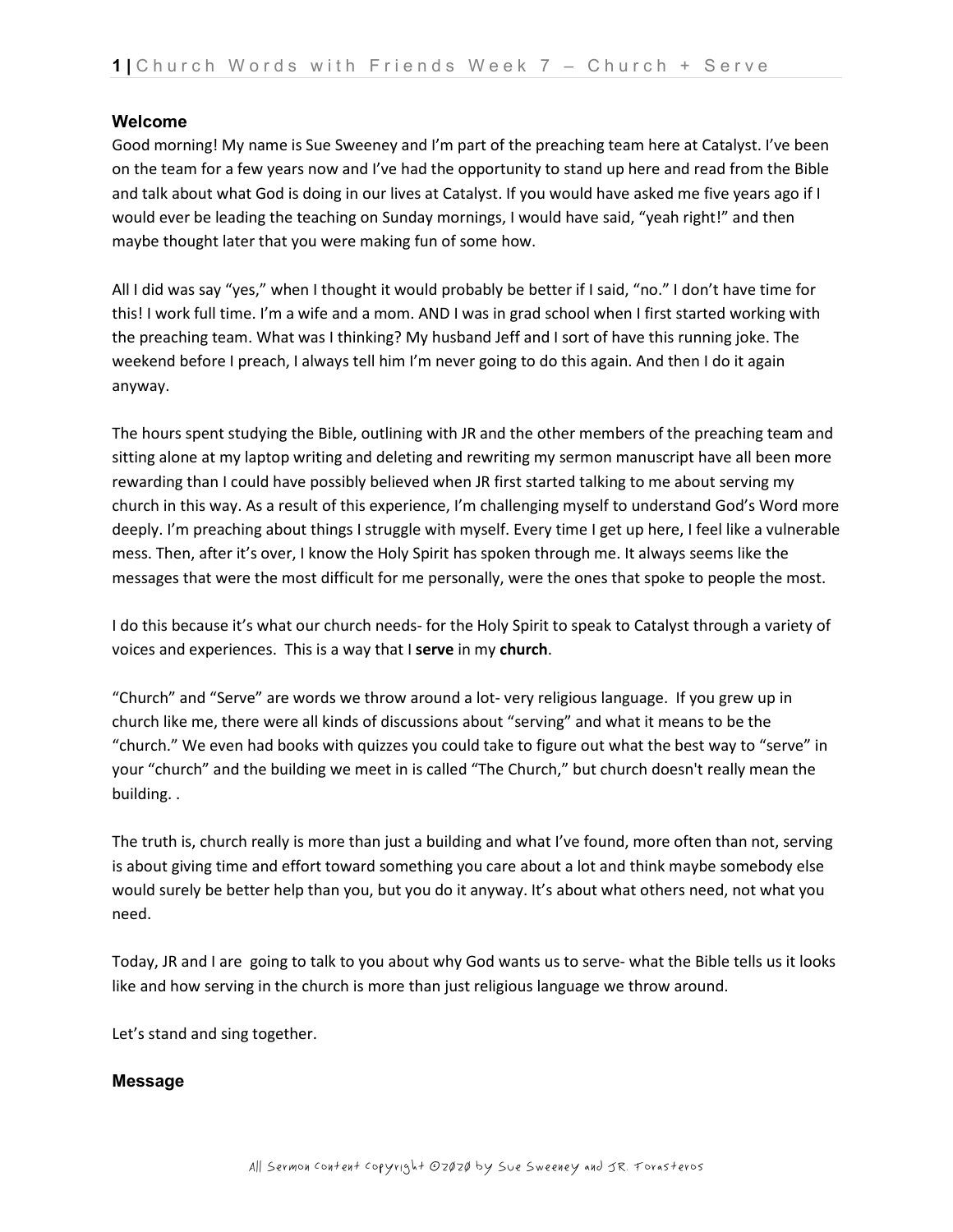## Welcome

Good morning! My name is Sue Sweeney and I'm part of the preaching team here at Catalyst. I've been on the team for a few years now and I've had the opportunity to stand up here and read from the Bible and talk about what God is doing in our lives at Catalyst. If you would have asked me five years ago if I would ever be leading the teaching on Sunday mornings, I would have said, "yeah right!" and then maybe thought later that you were making fun of some how.

All I did was say "yes," when I thought it would probably be better if I said, "no." I don't have time for this! I work full time. I'm a wife and a mom. AND I was in grad school when I first started working with the preaching team. What was I thinking? My husband Jeff and I sort of have this running joke. The weekend before I preach, I always tell him I'm never going to do this again. And then I do it again anyway.

The hours spent studying the Bible, outlining with JR and the other members of the preaching team and sitting alone at my laptop writing and deleting and rewriting my sermon manuscript have all been more rewarding than I could have possibly believed when JR first started talking to me about serving my church in this way. As a result of this experience, I'm challenging myself to understand God's Word more deeply. I'm preaching about things I struggle with myself. Every time I get up here, I feel like a vulnerable mess. Then, after it's over, I know the Holy Spirit has spoken through me. It always seems like the messages that were the most difficult for me personally, were the ones that spoke to people the most.

I do this because it's what our church needs- for the Holy Spirit to speak to Catalyst through a variety of voices and experiences. This is a way that I **serve** in my **church**.

"Church" and "Serve" are words we throw around a lot- very religious language. If you grew up in church like me, there were all kinds of discussions about "serving" and what it means to be the "church." We even had books with quizzes you could take to figure out what the best way to "serve" in your "church" and the building we meet in is called "The Church," but church doesn't really mean the building. .

The truth is, church really is more than just a building and what I've found, more often than not, serving is about giving time and effort toward something you care about a lot and think maybe somebody else would surely be better help than you, but you do it anyway. It's about what others need, not what you need.

Today, JR and I are going to talk to you about why God wants us to serve- what the Bible tells us it looks like and how serving in the church is more than just religious language we throw around.

Let's stand and sing together.

## Message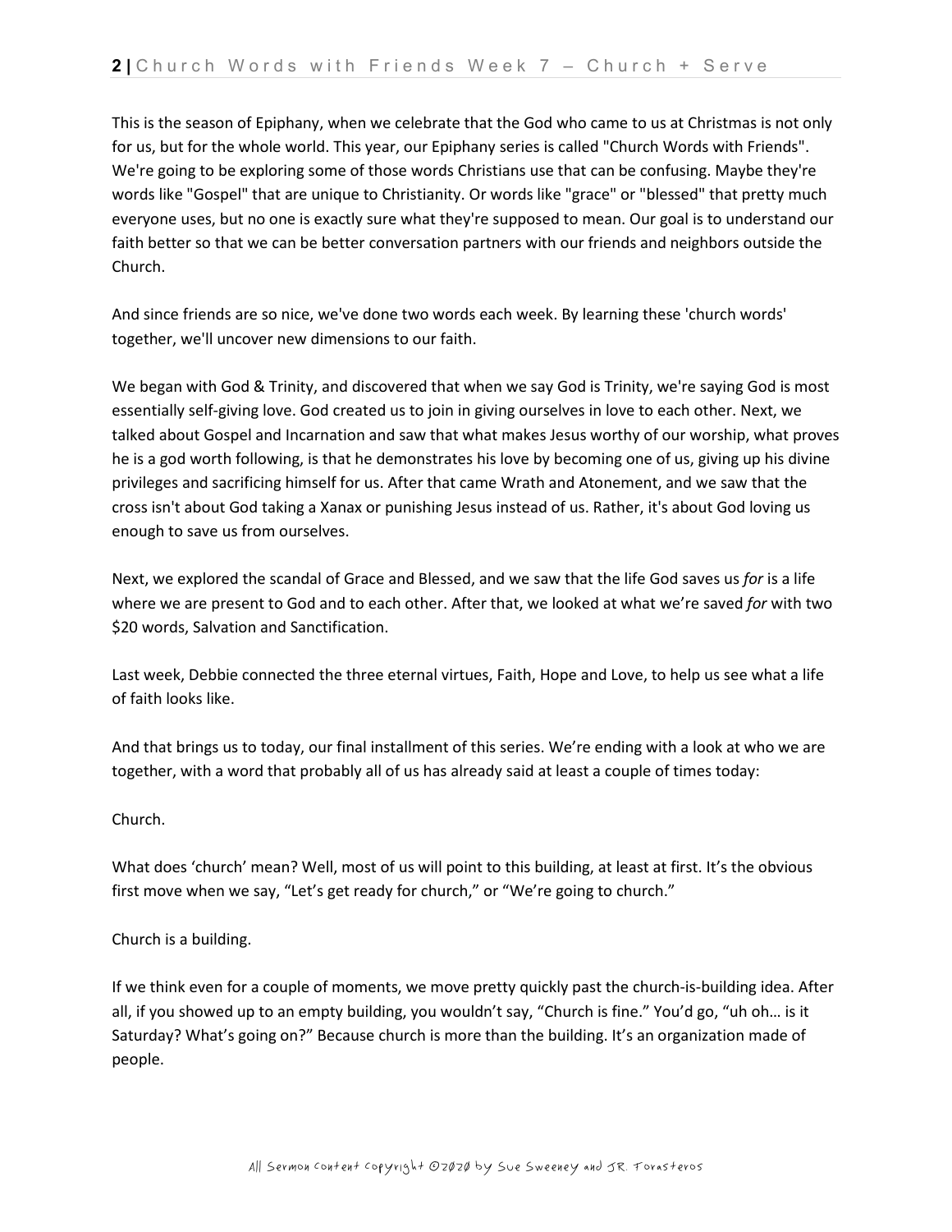This is the season of Epiphany, when we celebrate that the God who came to us at Christmas is not only for us, but for the whole world. This year, our Epiphany series is called "Church Words with Friends". We're going to be exploring some of those words Christians use that can be confusing. Maybe they're words like "Gospel" that are unique to Christianity. Or words like "grace" or "blessed" that pretty much everyone uses, but no one is exactly sure what they're supposed to mean. Our goal is to understand our faith better so that we can be better conversation partners with our friends and neighbors outside the Church.

And since friends are so nice, we've done two words each week. By learning these 'church words' together, we'll uncover new dimensions to our faith.

We began with God & Trinity, and discovered that when we say God is Trinity, we're saying God is most essentially self-giving love. God created us to join in giving ourselves in love to each other. Next, we talked about Gospel and Incarnation and saw that what makes Jesus worthy of our worship, what proves he is a god worth following, is that he demonstrates his love by becoming one of us, giving up his divine privileges and sacrificing himself for us. After that came Wrath and Atonement, and we saw that the cross isn't about God taking a Xanax or punishing Jesus instead of us. Rather, it's about God loving us enough to save us from ourselves.

Next, we explored the scandal of Grace and Blessed, and we saw that the life God saves us *for* is a life where we are present to God and to each other. After that, we looked at what we're saved *for* with two $20 words, Salvation and Sanctification.

Last week, Debbie connected the three eternal virtues, Faith, Hope and Love, to help us see what a life of faith looks like.

And that brings us to today, our final installment of this series. We're ending with a look at who we are together, with a word that probably all of us has already said at least a couple of times today:

Church.

What does 'church' mean? Well, most of us will point to this building, at least at first. It's the obvious first move when we say, "Let's get ready for church," or "We're going to church."

Church is a building.

If we think even for a couple of moments, we move pretty quickly past the church-is-building idea. After all, if you showed up to an empty building, you wouldn't say, "Church is fine." You'd go, "uh oh… is it Saturday? What's going on?" Because church is more than the building. It's an organization made of people.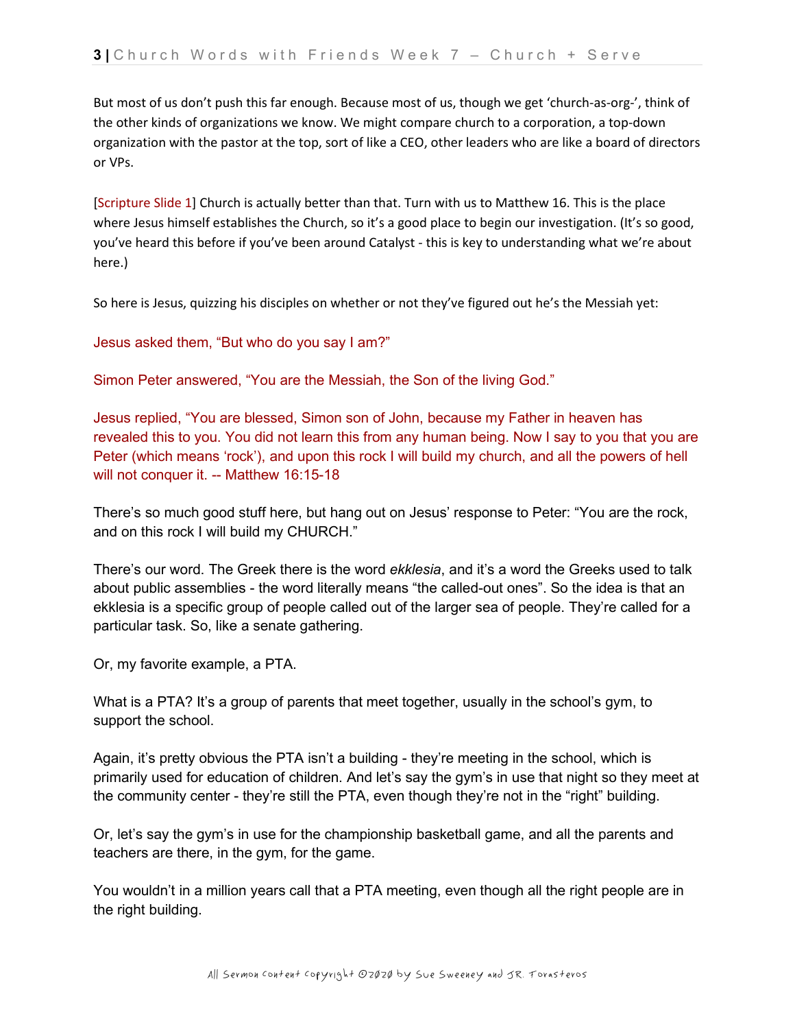But most of us don't push this far enough. Because most of us, though we get 'church-as-org-', think of the other kinds of organizations we know. We might compare church to a corporation, a top-down organization with the pastor at the top, sort of like a CEO, other leaders who are like a board of directors or VPs.

[Scripture Slide 1] Church is actually better than that. Turn with us to Matthew 16. This is the place where Jesus himself establishes the Church, so it's a good place to begin our investigation. (It's so good, you've heard this before if you've been around Catalyst - this is key to understanding what we're about here.)

So here is Jesus, quizzing his disciples on whether or not they've figured out he's the Messiah yet:

Jesus asked them, "But who do you say I am?"

Simon Peter answered, "You are the Messiah, the Son of the living God."

Jesus replied, "You are blessed, Simon son of John, because my Father in heaven has revealed this to you. You did not learn this from any human being. Now I say to you that you are Peter (which means 'rock'), and upon this rock I will build my church, and all the powers of hell will not conquer it. -- Matthew 16:15-18

There's so much good stuff here, but hang out on Jesus' response to Peter: "You are the rock, and on this rock I will build my CHURCH."

There's our word. The Greek there is the word *ekklesia*, and it's a word the Greeks used to talk about public assemblies - the word literally means "the called-out ones". So the idea is that an ekklesia is a specific group of people called out of the larger sea of people. They're called for a particular task. So, like a senate gathering.

Or, my favorite example, a PTA.

What is a PTA? It's a group of parents that meet together, usually in the school's gym, to support the school.

Again, it's pretty obvious the PTA isn't a building - they're meeting in the school, which is primarily used for education of children. And let's say the gym's in use that night so they meet at the community center - they're still the PTA, even though they're not in the "right" building.

Or, let's say the gym's in use for the championship basketball game, and all the parents and teachers are there, in the gym, for the game.

You wouldn't in a million years call that a PTA meeting, even though all the right people are in the right building.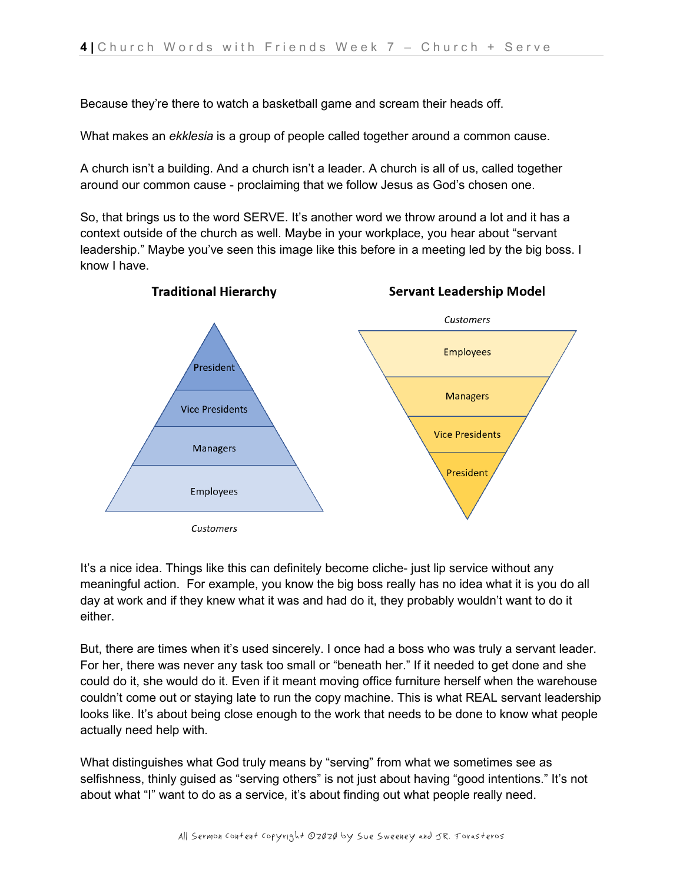Because they're there to watch a basketball game and scream their heads off.

What makes an *ekklesia* is a group of people called together around a common cause.

A church isn't a building. And a church isn't a leader. A church is all of us, called together around our common cause - proclaiming that we follow Jesus as God's chosen one.

So, that brings us to the word SERVE. It's another word we throw around a lot and it has a context outside of the church as well. Maybe in your workplace, you hear about "servant leadership." Maybe you've seen this image like this before in a meeting led by the big boss. I know I have.

**Traditional Hierarchy**

President
Vice Presidents
Managers
Employees
*Customers*

**Servant Leadership Model**

*Customers*
Employees
Managers
Vice Presidents
President

It's a nice idea. Things like this can definitely become cliche- just lip service without any meaningful action.  For example, you know the big boss really has no idea what it is you do all day at work and if they knew what it was and had do it, they probably wouldn't want to do it either.

But, there are times when it's used sincerely. I once had a boss who was truly a servant leader. For her, there was never any task too small or "beneath her." If it needed to get done and she could do it, she would do it. Even if it meant moving office furniture herself when the warehouse couldn't come out or staying late to run the copy machine. This is what REAL servant leadership looks like. It's about being close enough to the work that needs to be done to know what people actually need help with.

What distinguishes what God truly means by "serving" from what we sometimes see as selfishness, thinly guised as "serving others" is not just about having "good intentions." It's not about what "I" want to do as a service, it's about finding out what people really need.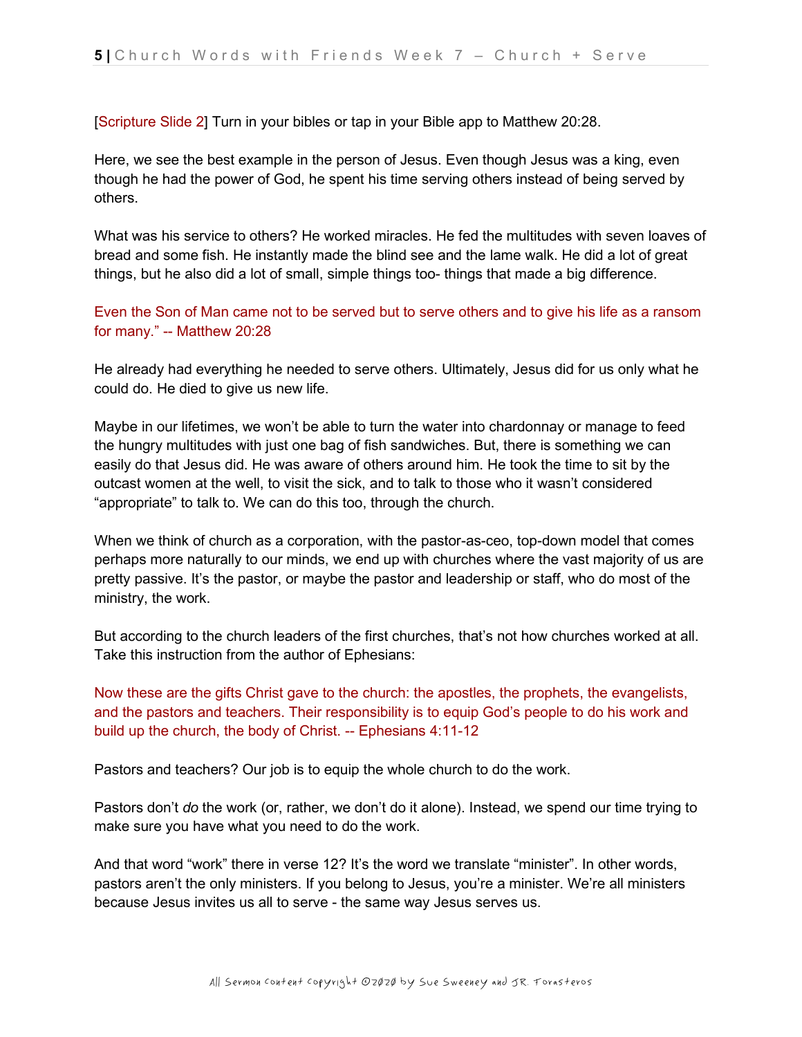[Scripture Slide 2] Turn in your bibles or tap in your Bible app to Matthew 20:28.

Here, we see the best example in the person of Jesus. Even though Jesus was a king, even though he had the power of God, he spent his time serving others instead of being served by others.

What was his service to others? He worked miracles. He fed the multitudes with seven loaves of bread and some fish. He instantly made the blind see and the lame walk. He did a lot of great things, but he also did a lot of small, simple things too- things that made a big difference.

Even the Son of Man came not to be served but to serve others and to give his life as a ransom for many." -- Matthew 20:28

He already had everything he needed to serve others. Ultimately, Jesus did for us only what he could do. He died to give us new life.

Maybe in our lifetimes, we won't be able to turn the water into chardonnay or manage to feed the hungry multitudes with just one bag of fish sandwiches. But, there is something we can easily do that Jesus did. He was aware of others around him. He took the time to sit by the outcast women at the well, to visit the sick, and to talk to those who it wasn't considered "appropriate" to talk to. We can do this too, through the church.

When we think of church as a corporation, with the pastor-as-ceo, top-down model that comes perhaps more naturally to our minds, we end up with churches where the vast majority of us are pretty passive. It's the pastor, or maybe the pastor and leadership or staff, who do most of the ministry, the work.

But according to the church leaders of the first churches, that's not how churches worked at all. Take this instruction from the author of Ephesians:

Now these are the gifts Christ gave to the church: the apostles, the prophets, the evangelists, and the pastors and teachers. Their responsibility is to equip God's people to do his work and build up the church, the body of Christ. -- Ephesians 4:11-12

Pastors and teachers? Our job is to equip the whole church to do the work.

Pastors don't *do* the work (or, rather, we don't do it alone). Instead, we spend our time trying to make sure you have what you need to do the work.

And that word "work" there in verse 12? It's the word we translate "minister". In other words, pastors aren't the only ministers. If you belong to Jesus, you're a minister. We're all ministers because Jesus invites us all to serve - the same way Jesus serves us.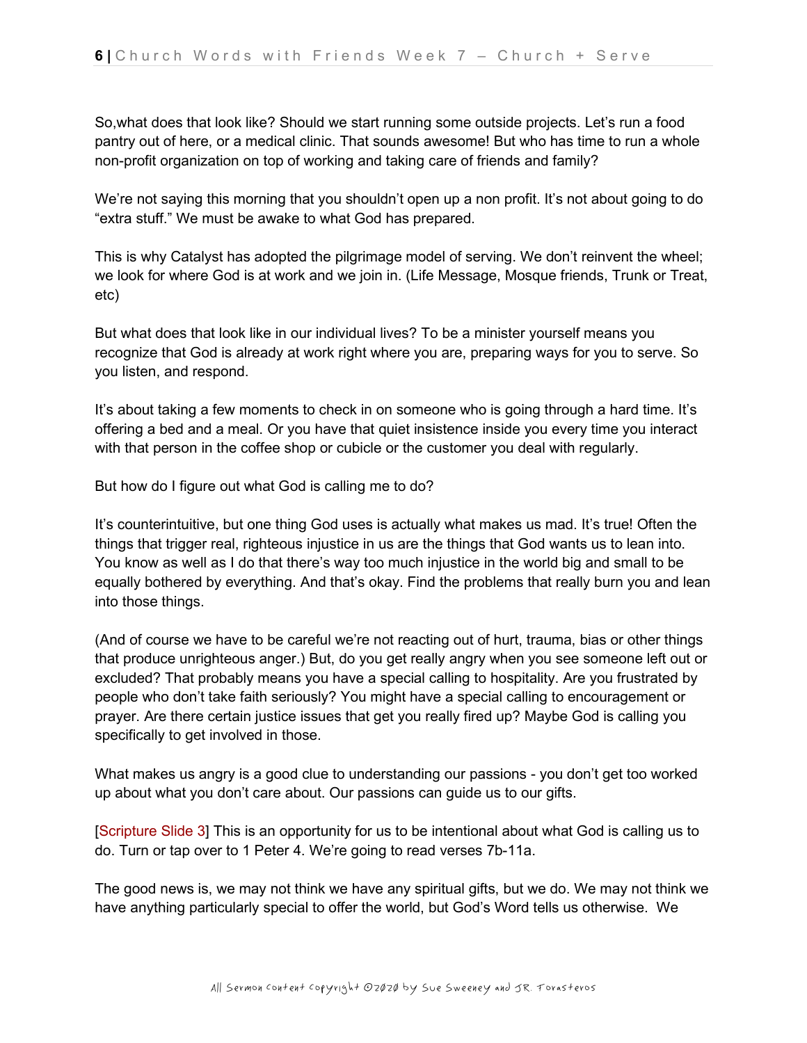So,what does that look like? Should we start running some outside projects. Let's run a food pantry out of here, or a medical clinic. That sounds awesome! But who has time to run a whole non-profit organization on top of working and taking care of friends and family?

We're not saying this morning that you shouldn't open up a non profit. It's not about going to do "extra stuff." We must be awake to what God has prepared.

This is why Catalyst has adopted the pilgrimage model of serving. We don't reinvent the wheel; we look for where God is at work and we join in. (Life Message, Mosque friends, Trunk or Treat, etc)

But what does that look like in our individual lives? To be a minister yourself means you recognize that God is already at work right where you are, preparing ways for you to serve. So you listen, and respond.

It's about taking a few moments to check in on someone who is going through a hard time. It's offering a bed and a meal. Or you have that quiet insistence inside you every time you interact with that person in the coffee shop or cubicle or the customer you deal with regularly.

But how do I figure out what God is calling me to do?

It's counterintuitive, but one thing God uses is actually what makes us mad. It's true! Often the things that trigger real, righteous injustice in us are the things that God wants us to lean into. You know as well as I do that there's way too much injustice in the world big and small to be equally bothered by everything. And that's okay. Find the problems that really burn you and lean into those things.

(And of course we have to be careful we're not reacting out of hurt, trauma, bias or other things that produce unrighteous anger.) But, do you get really angry when you see someone left out or excluded? That probably means you have a special calling to hospitality. Are you frustrated by people who don't take faith seriously? You might have a special calling to encouragement or prayer. Are there certain justice issues that get you really fired up? Maybe God is calling you specifically to get involved in those.

What makes us angry is a good clue to understanding our passions - you don't get too worked up about what you don't care about. Our passions can guide us to our gifts.

[Scripture Slide 3] This is an opportunity for us to be intentional about what God is calling us to do. Turn or tap over to 1 Peter 4. We're going to read verses 7b-11a.

The good news is, we may not think we have any spiritual gifts, but we do. We may not think we have anything particularly special to offer the world, but God's Word tells us otherwise. We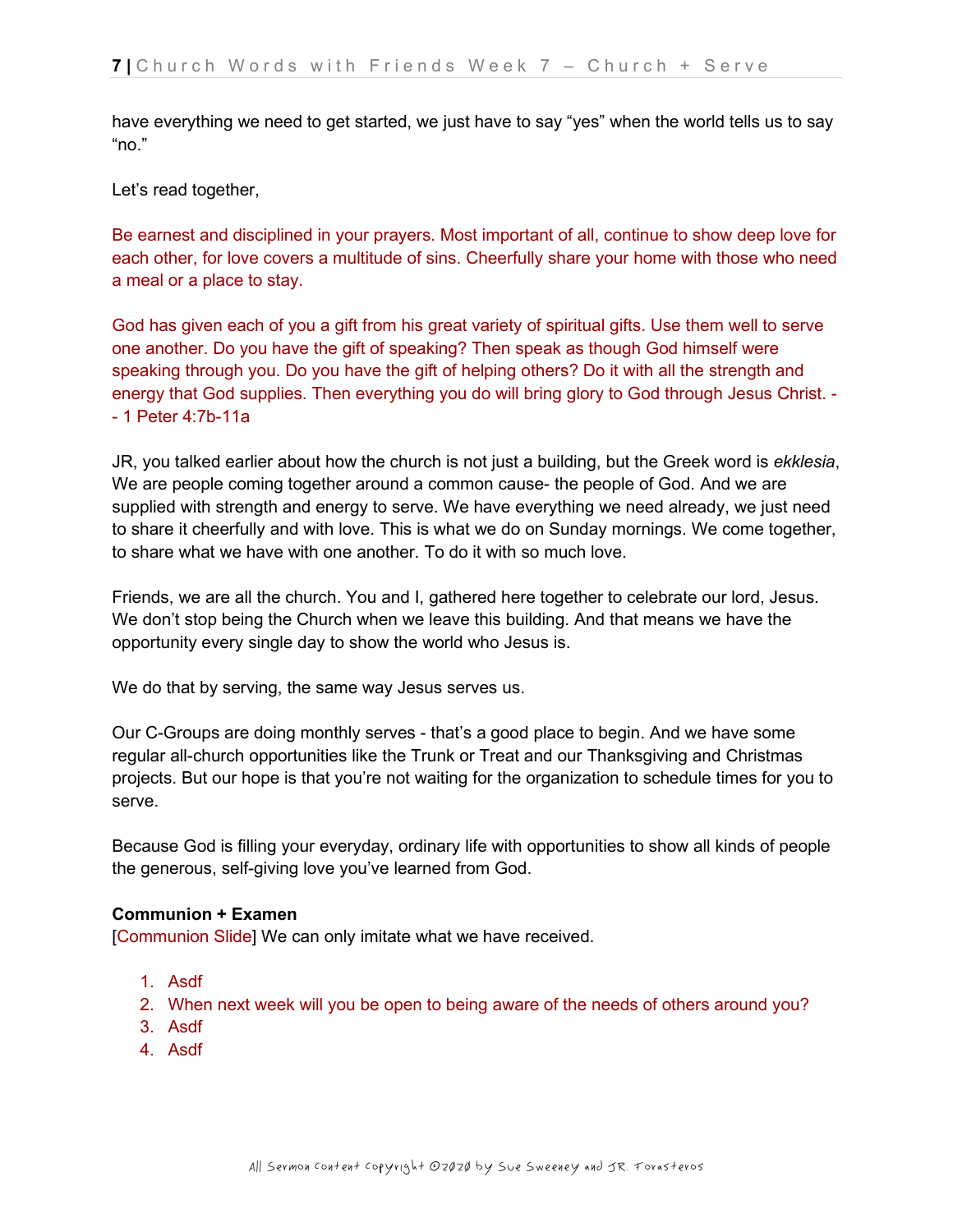have everything we need to get started, we just have to say "yes" when the world tells us to say "no."

Let's read together,

Be earnest and disciplined in your prayers. Most important of all, continue to show deep love for each other, for love covers a multitude of sins. Cheerfully share your home with those who need a meal or a place to stay.

God has given each of you a gift from his great variety of spiritual gifts. Use them well to serve one another. Do you have the gift of speaking? Then speak as though God himself were speaking through you. Do you have the gift of helping others? Do it with all the strength and energy that God supplies. Then everything you do will bring glory to God through Jesus Christ. -- 1 Peter 4:7b-11a

JR, you talked earlier about how the church is not just a building, but the Greek word is *ekklesia*, We are people coming together around a common cause- the people of God. And we are supplied with strength and energy to serve. We have everything we need already, we just need to share it cheerfully and with love. This is what we do on Sunday mornings. We come together, to share what we have with one another. To do it with so much love.

Friends, we are all the church. You and I, gathered here together to celebrate our lord, Jesus. We don't stop being the Church when we leave this building. And that means we have the opportunity every single day to show the world who Jesus is.

We do that by serving, the same way Jesus serves us.

Our C-Groups are doing monthly serves - that's a good place to begin. And we have some regular all-church opportunities like the Trunk or Treat and our Thanksgiving and Christmas projects. But our hope is that you're not waiting for the organization to schedule times for you to serve.

Because God is filling your everyday, ordinary life with opportunities to show all kinds of people the generous, self-giving love you've learned from God.

**Communion + Examen**

[Communion Slide] We can only imitate what we have received.

1. Asdf
2. When next week will you be open to being aware of the needs of others around you?
3. Asdf
4. Asdf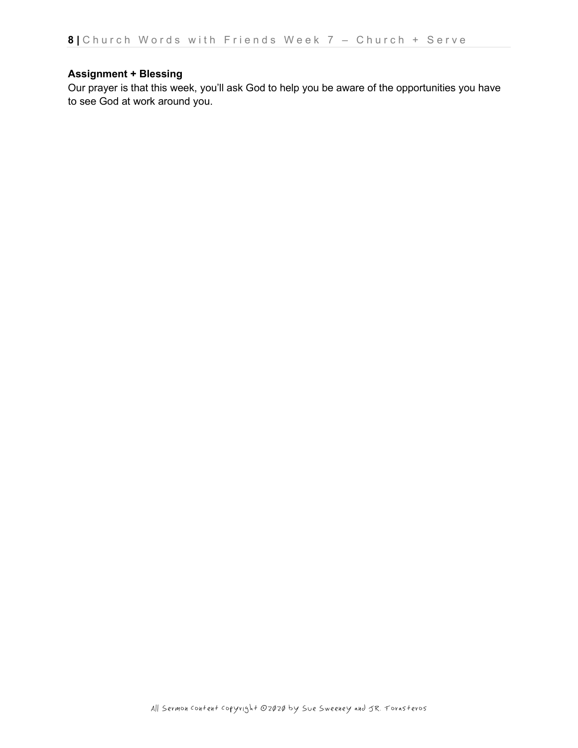**Assignment + Blessing**

Our prayer is that this week, you'll ask God to help you be aware of the opportunities you have to see God at work around you.